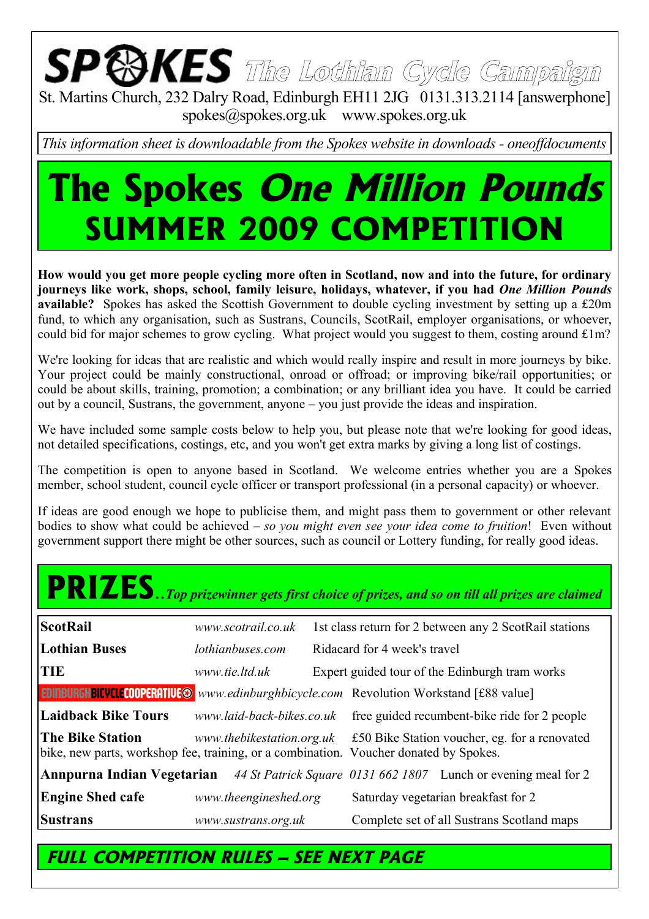# SPOKES The Lothian Cycle Campaign

St. Martins Church, 232 Dalry Road, Edinburgh EH11 2JG 0131.313.2114 [answerphone]
spokes@spokes.org.uk www.spokes.org.uk

*This information sheet is downloadable from the Spokes website in downloads - oneoffdocuments*

# The Spokes *One Million Pounds* SUMMER 2009 COMPETITION

**How would you get more people cycling more often in Scotland, now and into the future, for ordinary journeys like work, shops, school, family leisure, holidays, whatever, if you had *One Million Pounds* available?** Spokes has asked the Scottish Government to double cycling investment by setting up a £20m fund, to which any organisation, such as Sustrans, Councils, ScotRail, employer organisations, or whoever, could bid for major schemes to grow cycling. What project would you suggest to them, costing around £1m?

We're looking for ideas that are realistic and which would really inspire and result in more journeys by bike. Your project could be mainly constructional, onroad or offroad; or improving bike/rail opportunities; or could be about skills, training, promotion; a combination; or any brilliant idea you have. It could be carried out by a council, Sustrans, the government, anyone – you just provide the ideas and inspiration.

We have included some sample costs below to help you, but please note that we're looking for good ideas, not detailed specifications, costings, etc, and you won't get extra marks by giving a long list of costings.

The competition is open to anyone based in Scotland. We welcome entries whether you are a Spokes member, school student, council cycle officer or transport professional (in a personal capacity) or whoever.

If ideas are good enough we hope to publicise them, and might pass them to government or other relevant bodies to show what could be achieved – *so you might even see your idea come to fruition*! Even without government support there might be other sources, such as council or Lottery funding, for really good ideas.

## PRIZES..*Top prizewinner gets first choice of prizes, and so on till all prizes are claimed*

| | | |
|---|---|---|
| **ScotRail** | *www.scotrail.co.uk* | 1st class return for 2 between any 2 ScotRail stations |
| **Lothian Buses** | *lothianbuses.com* | Ridacard for 4 week's travel |
| **TIE** | *www.tie.ltd.uk* | Expert guided tour of the Edinburgh tram works |
| **Edinburgh Bicycle Cooperative** | *www.edinburghbicycle.com* | Revolution Workstand [£88 value] |
| **Laidback Bike Tours** | *www.laid-back-bikes.co.uk* | free guided recumbent-bike ride for 2 people |
| **The Bike Station** | *www.thebikestation.org.uk* | £50 Bike Station voucher, eg. for a renovated bike, new parts, workshop fee, training, or a combination. Voucher donated by Spokes. |
| **Annpurna Indian Vegetarian** | *44 St Patrick Square 0131 662 1807* | Lunch or evening meal for 2 |
| **Engine Shed cafe** | *www.theengineshed.org* | Saturday vegetarian breakfast for 2 |
| **Sustrans** | *www.sustrans.org.uk* | Complete set of all Sustrans Scotland maps |

## *FULL COMPETITION RULES – SEE NEXT PAGE*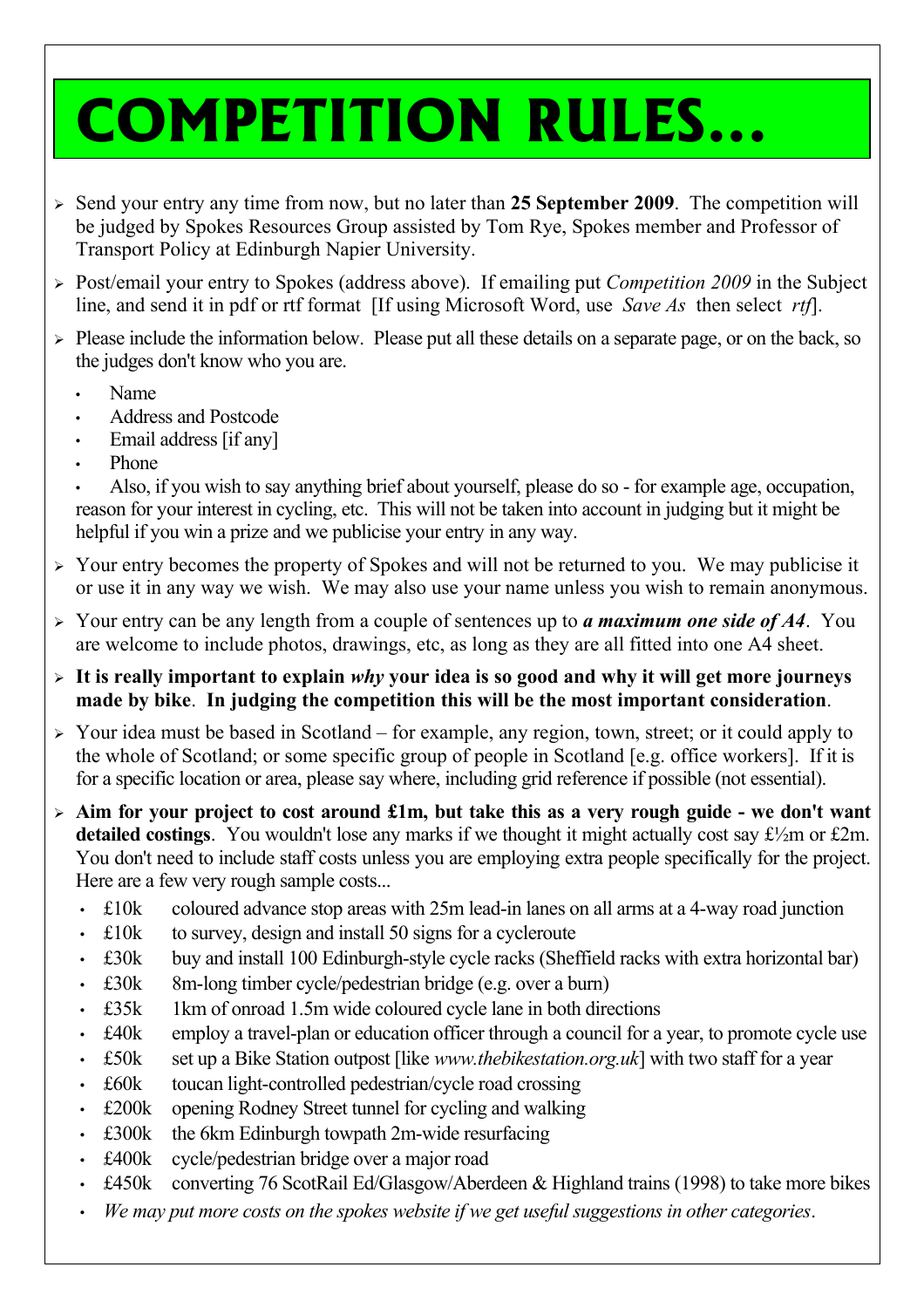# COMPETITION RULES...

- Send your entry any time from now, but no later than **25 September 2009**. The competition will be judged by Spokes Resources Group assisted by Tom Rye, Spokes member and Professor of Transport Policy at Edinburgh Napier University.
- Post/email your entry to Spokes (address above). If emailing put *Competition 2009* in the Subject line, and send it in pdf or rtf format [If using Microsoft Word, use *Save As* then select *rtf*].
- Please include the information below. Please put all these details on a separate page, or on the back, so the judges don't know who you are.
  - Name
  - Address and Postcode
  - Email address [if any]
  - Phone
  - Also, if you wish to say anything brief about yourself, please do so - for example age, occupation, reason for your interest in cycling, etc. This will not be taken into account in judging but it might be helpful if you win a prize and we publicise your entry in any way.
- Your entry becomes the property of Spokes and will not be returned to you. We may publicise it or use it in any way we wish. We may also use your name unless you wish to remain anonymous.
- Your entry can be any length from a couple of sentences up to ***a maximum one side of A4***. You are welcome to include photos, drawings, etc, as long as they are all fitted into one A4 sheet.
- **It is really important to explain *why* your idea is so good and why it will get more journeys made by bike**. **In judging the competition this will be the most important consideration**.
- Your idea must be based in Scotland – for example, any region, town, street; or it could apply to the whole of Scotland; or some specific group of people in Scotland [e.g. office workers]. If it is for a specific location or area, please say where, including grid reference if possible (not essential).
- **Aim for your project to cost around £1m, but take this as a very rough guide - we don't want detailed costings**. You wouldn't lose any marks if we thought it might actually cost say £½m or £2m. You don't need to include staff costs unless you are employing extra people specifically for the project. Here are a few very rough sample costs...
  - £10k coloured advance stop areas with 25m lead-in lanes on all arms at a 4-way road junction
  - £10k to survey, design and install 50 signs for a cycleroute
  - £30k buy and install 100 Edinburgh-style cycle racks (Sheffield racks with extra horizontal bar)
  - £30k 8m-long timber cycle/pedestrian bridge (e.g. over a burn)
  - £35k 1km of onroad 1.5m wide coloured cycle lane in both directions
  - £40k employ a travel-plan or education officer through a council for a year, to promote cycle use
  - £50k set up a Bike Station outpost [like *www.thebikestation.org.uk*] with two staff for a year
  - £60k toucan light-controlled pedestrian/cycle road crossing
  - £200k opening Rodney Street tunnel for cycling and walking
  - £300k the 6km Edinburgh towpath 2m-wide resurfacing
  - £400k cycle/pedestrian bridge over a major road
  - £450k converting 76 ScotRail Ed/Glasgow/Aberdeen & Highland trains (1998) to take more bikes
  - *We may put more costs on the spokes website if we get useful suggestions in other categories*.